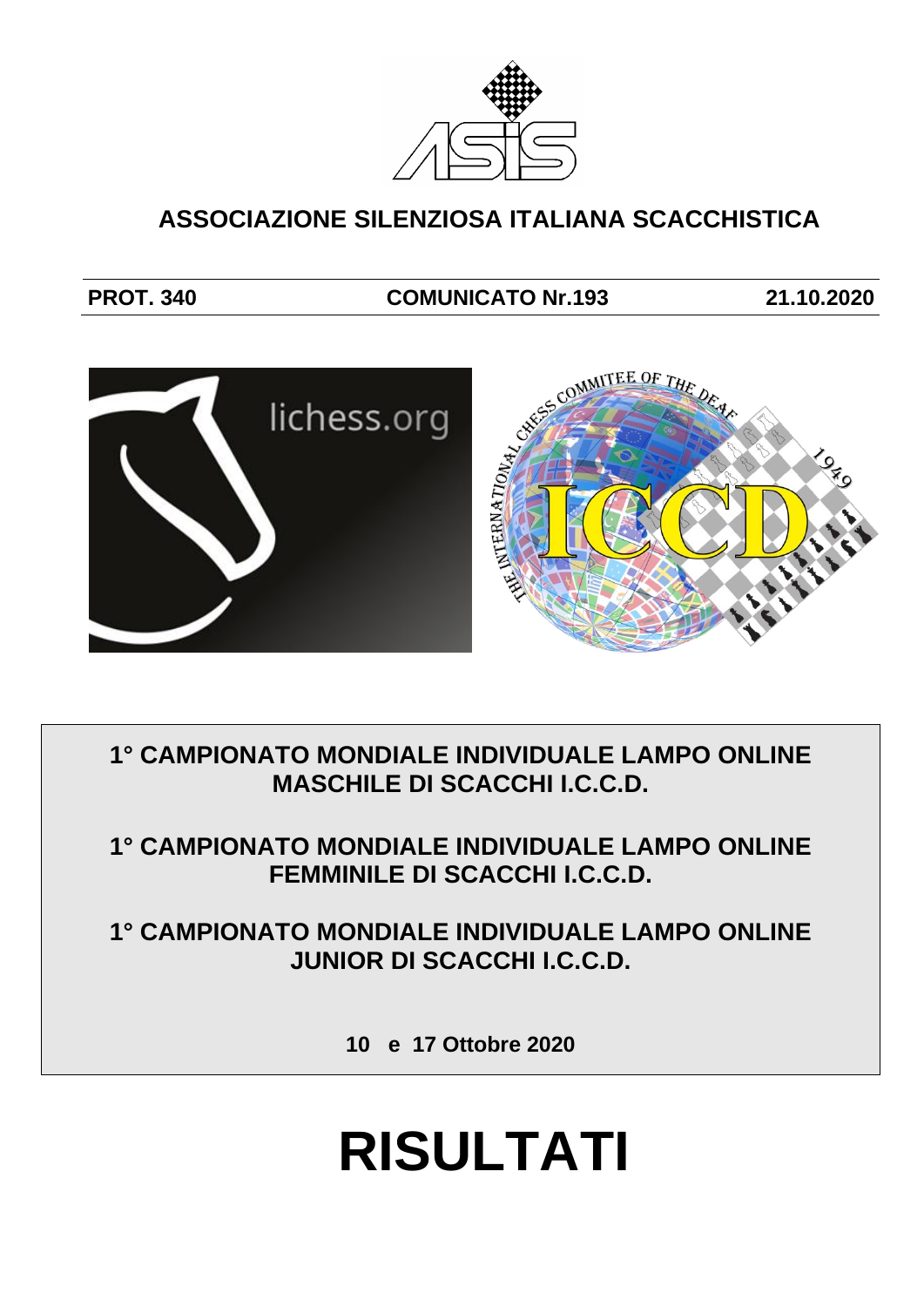# ASSOCIAZIONE SILENZIOSA ITALIANA SCACCHISTICA

**PROT. 340** **COMUNICATO Nr.193** **21.10.2020**

## 1° CAMPIONATO MONDIALE INDIVIDUALE LAMPO ONLINE MASCHILE DI SCACCHI I.C.C.D.

## 1° CAMPIONATO MONDIALE INDIVIDUALE LAMPO ONLINE FEMMINILE DI SCACCHI I.C.C.D.

## 1° CAMPIONATO MONDIALE INDIVIDUALE LAMPO ONLINE JUNIOR DI SCACCHI I.C.C.D.

**10 e 17 Ottobre 2020**

# RISULTATI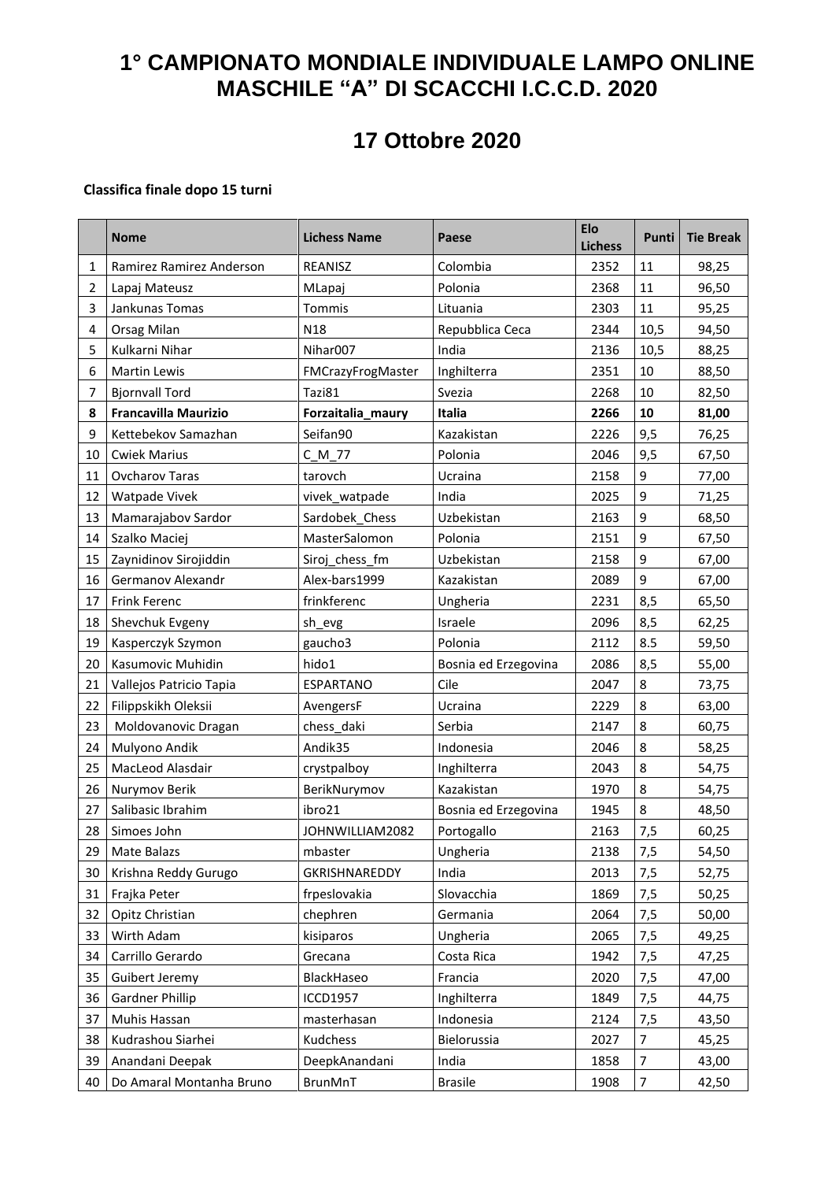# 1° CAMPIONATO MONDIALE INDIVIDUALE LAMPO ONLINE MASCHILE "A" DI SCACCHI I.C.C.D. 2020

## 17 Ottobre 2020

**Classifica finale dopo 15 turni**

| | Nome | Lichess Name | Paese | Elo Lichess | Punti | Tie Break |
|---|---|---|---|---|---|---|
| 1 | Ramirez Ramirez Anderson | REANISZ | Colombia | 2352 | 11 | 98,25 |
| 2 | Lapaj Mateusz | MLapaj | Polonia | 2368 | 11 | 96,50 |
| 3 | Jankunas Tomas | Tommis | Lituania | 2303 | 11 | 95,25 |
| 4 | Orsag Milan | N18 | Repubblica Ceca | 2344 | 10,5 | 94,50 |
| 5 | Kulkarni Nihar | Nihar007 | India | 2136 | 10,5 | 88,25 |
| 6 | Martin Lewis | FMCrazyFrogMaster | Inghilterra | 2351 | 10 | 88,50 |
| 7 | Bjornvall Tord | Tazi81 | Svezia | 2268 | 10 | 82,50 |
| **8** | **Francavilla Maurizio** | **Forzaitalia_maury** | **Italia** | **2266** | **10** | **81,00** |
| 9 | Kettebekov Samazhan | Seifan90 | Kazakistan | 2226 | 9,5 | 76,25 |
| 10 | Cwiek Marius | C_M_77 | Polonia | 2046 | 9,5 | 67,50 |
| 11 | Ovcharov Taras | tarovch | Ucraina | 2158 | 9 | 77,00 |
| 12 | Watpade Vivek | vivek_watpade | India | 2025 | 9 | 71,25 |
| 13 | Mamarajabov Sardor | Sardobek_Chess | Uzbekistan | 2163 | 9 | 68,50 |
| 14 | Szalko Maciej | MasterSalomon | Polonia | 2151 | 9 | 67,50 |
| 15 | Zaynidinov Sirojiddin | Siroj_chess_fm | Uzbekistan | 2158 | 9 | 67,00 |
| 16 | Germanov Alexandr | Alex-bars1999 | Kazakistan | 2089 | 9 | 67,00 |
| 17 | Frink Ferenc | frinkferenc | Ungheria | 2231 | 8,5 | 65,50 |
| 18 | Shevchuk Evgeny | sh_evg | Israele | 2096 | 8,5 | 62,25 |
| 19 | Kasperczyk Szymon | gaucho3 | Polonia | 2112 | 8.5 | 59,50 |
| 20 | Kasumovic Muhidin | hido1 | Bosnia ed Erzegovina | 2086 | 8,5 | 55,00 |
| 21 | Vallejos Patricio Tapia | ESPARTANO | Cile | 2047 | 8 | 73,75 |
| 22 | Filippskikh Oleksii | AvengersF | Ucraina | 2229 | 8 | 63,00 |
| 23 | Moldovanovic Dragan | chess_daki | Serbia | 2147 | 8 | 60,75 |
| 24 | Mulyono Andik | Andik35 | Indonesia | 2046 | 8 | 58,25 |
| 25 | MacLeod Alasdair | crystpalboy | Inghilterra | 2043 | 8 | 54,75 |
| 26 | Nurymov Berik | BerikNurymov | Kazakistan | 1970 | 8 | 54,75 |
| 27 | Salibasic Ibrahim | ibro21 | Bosnia ed Erzegovina | 1945 | 8 | 48,50 |
| 28 | Simoes John | JOHNWILLIAM2082 | Portogallo | 2163 | 7,5 | 60,25 |
| 29 | Mate Balazs | mbaster | Ungheria | 2138 | 7,5 | 54,50 |
| 30 | Krishna Reddy Gurugo | GKRISHNAREDDY | India | 2013 | 7,5 | 52,75 |
| 31 | Frajka Peter | frpeslovakia | Slovacchia | 1869 | 7,5 | 50,25 |
| 32 | Opitz Christian | chephren | Germania | 2064 | 7,5 | 50,00 |
| 33 | Wirth Adam | kisiparos | Ungheria | 2065 | 7,5 | 49,25 |
| 34 | Carrillo Gerardo | Grecana | Costa Rica | 1942 | 7,5 | 47,25 |
| 35 | Guibert Jeremy | BlackHaseo | Francia | 2020 | 7,5 | 47,00 |
| 36 | Gardner Phillip | ICCD1957 | Inghilterra | 1849 | 7,5 | 44,75 |
| 37 | Muhis Hassan | masterhasan | Indonesia | 2124 | 7,5 | 43,50 |
| 38 | Kudrashou Siarhei | Kudchess | Bielorussia | 2027 | 7 | 45,25 |
| 39 | Anandani Deepak | DeepkAnandani | India | 1858 | 7 | 43,00 |
| 40 | Do Amaral Montanha Bruno | BrunMnT | Brasile | 1908 | 7 | 42,50 |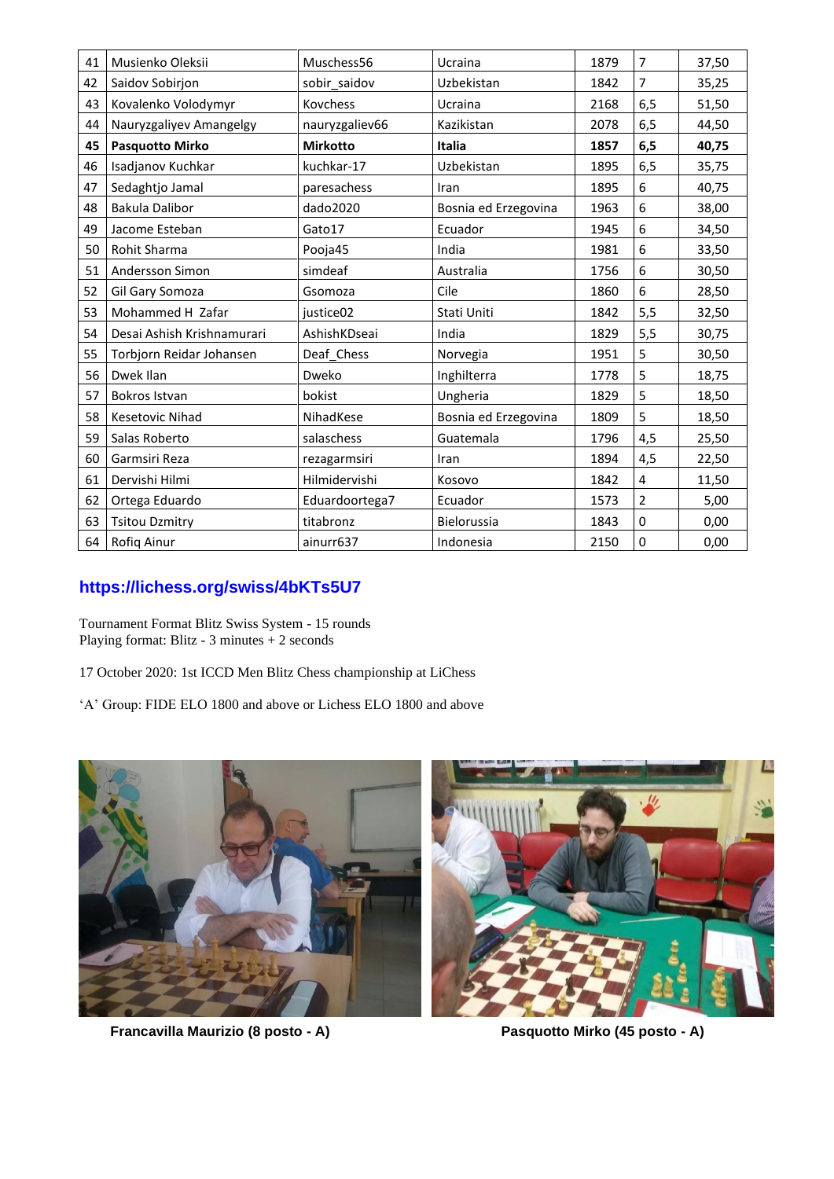| 41 | Musienko Oleksii | Muschess56 | Ucraina | 1879 | 7 | 37,50 |
|---|---|---|---|---|---|---|
| 42 | Saidov Sobirjon | sobir_saidov | Uzbekistan | 1842 | 7 | 35,25 |
| 43 | Kovalenko Volodymyr | Kovchess | Ucraina | 2168 | 6,5 | 51,50 |
| 44 | Nauryzgaliyev Amangelgy | nauryzgaliev66 | Kazikistan | 2078 | 6,5 | 44,50 |
| **45** | **Pasquotto Mirko** | **Mirkotto** | **Italia** | **1857** | **6,5** | **40,75** |
| 46 | Isadjanov Kuchkar | kuchkar-17 | Uzbekistan | 1895 | 6,5 | 35,75 |
| 47 | Sedaghtjo Jamal | paresachess | Iran | 1895 | 6 | 40,75 |
| 48 | Bakula Dalibor | dado2020 | Bosnia ed Erzegovina | 1963 | 6 | 38,00 |
| 49 | Jacome Esteban | Gato17 | Ecuador | 1945 | 6 | 34,50 |
| 50 | Rohit Sharma | Pooja45 | India | 1981 | 6 | 33,50 |
| 51 | Andersson Simon | simdeaf | Australia | 1756 | 6 | 30,50 |
| 52 | Gil Gary Somoza | Gsomoza | Cile | 1860 | 6 | 28,50 |
| 53 | Mohammed H Zafar | justice02 | Stati Uniti | 1842 | 5,5 | 32,50 |
| 54 | Desai Ashish Krishnamurari | AshishKDseai | India | 1829 | 5,5 | 30,75 |
| 55 | Torbjorn Reidar Johansen | Deaf_Chess | Norvegia | 1951 | 5 | 30,50 |
| 56 | Dwek Ilan | Dweko | Inghilterra | 1778 | 5 | 18,75 |
| 57 | Bokros Istvan | bokist | Ungheria | 1829 | 5 | 18,50 |
| 58 | Kesetovic Nihad | NihadKese | Bosnia ed Erzegovina | 1809 | 5 | 18,50 |
| 59 | Salas Roberto | salaschess | Guatemala | 1796 | 4,5 | 25,50 |
| 60 | Garmsiri Reza | rezagarmsiri | Iran | 1894 | 4,5 | 22,50 |
| 61 | Dervishi Hilmi | Hilmidervishi | Kosovo | 1842 | 4 | 11,50 |
| 62 | Ortega Eduardo | Eduardoortega7 | Ecuador | 1573 | 2 | 5,00 |
| 63 | Tsitou Dzmitry | titabronz | Bielorussia | 1843 | 0 | 0,00 |
| 64 | Rofiq Ainur | ainurr637 | Indonesia | 2150 | 0 | 0,00 |

**https://lichess.org/swiss/4bKTs5U7**

Tournament Format Blitz Swiss System - 15 rounds
Playing format: Blitz - 3 minutes + 2 seconds

17 October 2020: 1st ICCD Men Blitz Chess championship at LiChess

'A' Group: FIDE ELO 1800 and above or Lichess ELO 1800 and above

**Francavilla Maurizio (8 posto - A)**

**Pasquotto Mirko (45 posto - A)**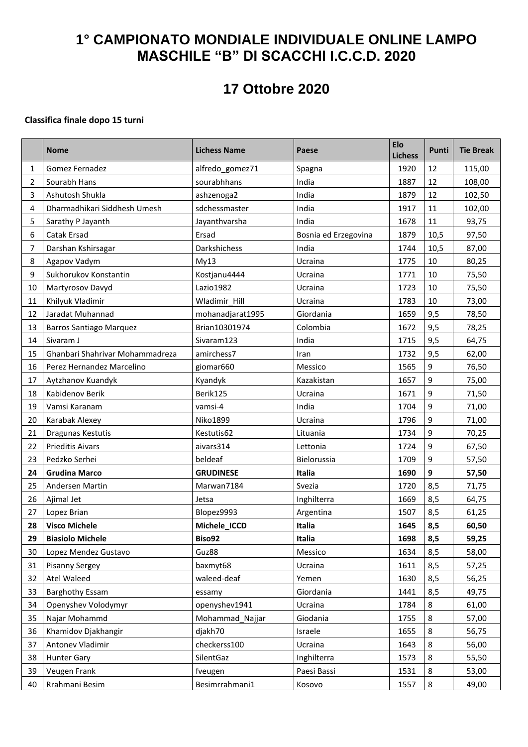# 1° CAMPIONATO MONDIALE INDIVIDUALE ONLINE LAMPO MASCHILE "B" DI SCACCHI I.C.C.D. 2020

## 17 Ottobre 2020

**Classifica finale dopo 15 turni**

| | Nome | Lichess Name | Paese | Elo Lichess | Punti | Tie Break |
|---|---|---|---|---|---|---|
| 1 | Gomez Fernadez | alfredo_gomez71 | Spagna | 1920 | 12 | 115,00 |
| 2 | Sourabh Hans | sourabhhans | India | 1887 | 12 | 108,00 |
| 3 | Ashutosh Shukla | ashzenoga2 | India | 1879 | 12 | 102,50 |
| 4 | Dharmadhikari Siddhesh Umesh | sdchessmaster | India | 1917 | 11 | 102,00 |
| 5 | Sarathy P Jayanth | Jayanthvarsha | India | 1678 | 11 | 93,75 |
| 6 | Catak Ersad | Ersad | Bosnia ed Erzegovina | 1879 | 10,5 | 97,50 |
| 7 | Darshan Kshirsagar | Darkshichess | India | 1744 | 10,5 | 87,00 |
| 8 | Agapov Vadym | My13 | Ucraina | 1775 | 10 | 80,25 |
| 9 | Sukhorukov Konstantin | Kostjanu4444 | Ucraina | 1771 | 10 | 75,50 |
| 10 | Martyrosov Davyd | Lazio1982 | Ucraina | 1723 | 10 | 75,50 |
| 11 | Khilyuk Vladimir | Wladimir_Hill | Ucraina | 1783 | 10 | 73,00 |
| 12 | Jaradat Muhannad | mohanadjarat1995 | Giordania | 1659 | 9,5 | 78,50 |
| 13 | Barros Santiago Marquez | Brian10301974 | Colombia | 1672 | 9,5 | 78,25 |
| 14 | Sivaram J | Sivaram123 | India | 1715 | 9,5 | 64,75 |
| 15 | Ghanbari Shahrivar Mohammadreza | amirchess7 | Iran | 1732 | 9,5 | 62,00 |
| 16 | Perez Hernandez Marcelino | giomar660 | Messico | 1565 | 9 | 76,50 |
| 17 | Aytzhanov Kuandyk | Kyandyk | Kazakistan | 1657 | 9 | 75,00 |
| 18 | Kabidenov Berik | Berik125 | Ucraina | 1671 | 9 | 71,50 |
| 19 | Vamsi Karanam | vamsi-4 | India | 1704 | 9 | 71,00 |
| 20 | Karabak Alexey | Niko1899 | Ucraina | 1796 | 9 | 71,00 |
| 21 | Dragunas Kestutis | Kestutis62 | Lituania | 1734 | 9 | 70,25 |
| 22 | Prieditis Aivars | aivars314 | Lettonia | 1724 | 9 | 67,50 |
| 23 | Pedzko Serhei | beldeaf | Bielorussia | 1709 | 9 | 57,50 |
| **24** | **Grudina Marco** | **GRUDINESE** | **Italia** | **1690** | **9** | **57,50** |
| 25 | Andersen Martin | Marwan7184 | Svezia | 1720 | 8,5 | 71,75 |
| 26 | Ajimal Jet | Jetsa | Inghilterra | 1669 | 8,5 | 64,75 |
| 27 | Lopez Brian | Blopez9993 | Argentina | 1507 | 8,5 | 61,25 |
| **28** | **Visco Michele** | **Michele_ICCD** | **Italia** | **1645** | **8,5** | **60,50** |
| **29** | **Biasiolo Michele** | **Biso92** | **Italia** | **1698** | **8,5** | **59,25** |
| 30 | Lopez Mendez Gustavo | Guz88 | Messico | 1634 | 8,5 | 58,00 |
| 31 | Pisanny Sergey | baxmyt68 | Ucraina | 1611 | 8,5 | 57,25 |
| 32 | Atel Waleed | waleed-deaf | Yemen | 1630 | 8,5 | 56,25 |
| 33 | Barghothy Essam | essamy | Giordania | 1441 | 8,5 | 49,75 |
| 34 | Openyshev Volodymyr | openyshev1941 | Ucraina | 1784 | 8 | 61,00 |
| 35 | Najar Mohammd | Mohammad_Najjar | Giodania | 1755 | 8 | 57,00 |
| 36 | Khamidov Djakhangir | djakh70 | Israele | 1655 | 8 | 56,75 |
| 37 | Antonev Vladimir | checkerss100 | Ucraina | 1643 | 8 | 56,00 |
| 38 | Hunter Gary | SilentGaz | Inghilterra | 1573 | 8 | 55,50 |
| 39 | Veugen Frank | fveugen | Paesi Bassi | 1531 | 8 | 53,00 |
| 40 | Rrahmani Besim | Besimrrahmani1 | Kosovo | 1557 | 8 | 49,00 |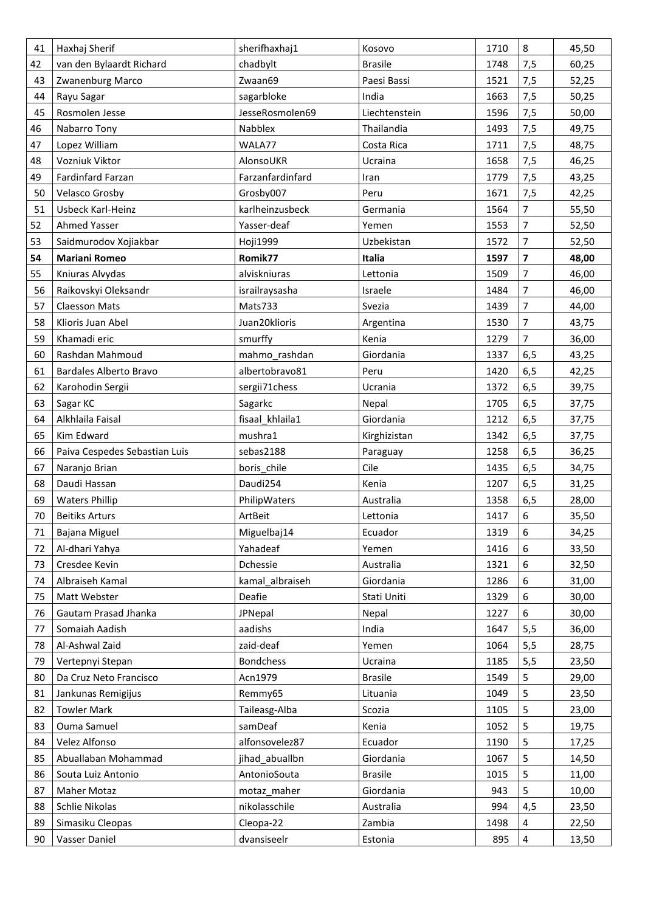| 41 | Haxhaj Sherif | sherifhaxhaj1 | Kosovo | 1710 | 8 | 45,50 |
|---|---|---|---|---|---|---|
| 42 | van den Bylaardt Richard | chadbylt | Brasile | 1748 | 7,5 | 60,25 |
| 43 | Zwanenburg Marco | Zwaan69 | Paesi Bassi | 1521 | 7,5 | 52,25 |
| 44 | Rayu Sagar | sagarbloke | India | 1663 | 7,5 | 50,25 |
| 45 | Rosmolen Jesse | JesseRosmolen69 | Liechtenstein | 1596 | 7,5 | 50,00 |
| 46 | Nabarro Tony | Nabblex | Thailandia | 1493 | 7,5 | 49,75 |
| 47 | Lopez William | WALA77 | Costa Rica | 1711 | 7,5 | 48,75 |
| 48 | Vozniuk Viktor | AlonsoUKR | Ucraina | 1658 | 7,5 | 46,25 |
| 49 | Fardinfard Farzan | Farzanfardinfard | Iran | 1779 | 7,5 | 43,25 |
| 50 | Velasco Grosby | Grosby007 | Peru | 1671 | 7,5 | 42,25 |
| 51 | Usbeck Karl-Heinz | karlheinzusbeck | Germania | 1564 | 7 | 55,50 |
| 52 | Ahmed Yasser | Yasser-deaf | Yemen | 1553 | 7 | 52,50 |
| 53 | Saidmurodov Xojiakbar | Hoji1999 | Uzbekistan | 1572 | 7 | 52,50 |
| **54** | **Mariani Romeo** | **Romik77** | **Italia** | **1597** | **7** | **48,00** |
| 55 | Kniuras Alvydas | alviskniuras | Lettonia | 1509 | 7 | 46,00 |
| 56 | Raikovskyi Oleksandr | israilraysasha | Israele | 1484 | 7 | 46,00 |
| 57 | Claesson Mats | Mats733 | Svezia | 1439 | 7 | 44,00 |
| 58 | Klioris Juan Abel | Juan20klioris | Argentina | 1530 | 7 | 43,75 |
| 59 | Khamadi eric | smurffy | Kenia | 1279 | 7 | 36,00 |
| 60 | Rashdan Mahmoud | mahmo_rashdan | Giordania | 1337 | 6,5 | 43,25 |
| 61 | Bardales Alberto Bravo | albertobravo81 | Peru | 1420 | 6,5 | 42,25 |
| 62 | Karohodin Sergii | sergii71chess | Ucrania | 1372 | 6,5 | 39,75 |
| 63 | Sagar KC | Sagarkc | Nepal | 1705 | 6,5 | 37,75 |
| 64 | Alkhlaila Faisal | fisaal_khlaila1 | Giordania | 1212 | 6,5 | 37,75 |
| 65 | Kim Edward | mushra1 | Kirghizistan | 1342 | 6,5 | 37,75 |
| 66 | Paiva Cespedes Sebastian Luis | sebas2188 | Paraguay | 1258 | 6,5 | 36,25 |
| 67 | Naranjo Brian | boris_chile | Cile | 1435 | 6,5 | 34,75 |
| 68 | Daudi Hassan | Daudi254 | Kenia | 1207 | 6,5 | 31,25 |
| 69 | Waters Phillip | PhilipWaters | Australia | 1358 | 6,5 | 28,00 |
| 70 | Beitiks Arturs | ArtBeit | Lettonia | 1417 | 6 | 35,50 |
| 71 | Bajana Miguel | Miguelbaj14 | Ecuador | 1319 | 6 | 34,25 |
| 72 | Al-dhari Yahya | Yahadeaf | Yemen | 1416 | 6 | 33,50 |
| 73 | Cresdee Kevin | Dchessie | Australia | 1321 | 6 | 32,50 |
| 74 | Albraiseh Kamal | kamal_albraiseh | Giordania | 1286 | 6 | 31,00 |
| 75 | Matt Webster | Deafie | Stati Uniti | 1329 | 6 | 30,00 |
| 76 | Gautam Prasad Jhanka | JPNepal | Nepal | 1227 | 6 | 30,00 |
| 77 | Somaiah Aadish | aadishs | India | 1647 | 5,5 | 36,00 |
| 78 | Al-Ashwal Zaid | zaid-deaf | Yemen | 1064 | 5,5 | 28,75 |
| 79 | Vertepnyi Stepan | Bondchess | Ucraina | 1185 | 5,5 | 23,50 |
| 80 | Da Cruz Neto Francisco | Acn1979 | Brasile | 1549 | 5 | 29,00 |
| 81 | Jankunas Remigijus | Remmy65 | Lituania | 1049 | 5 | 23,50 |
| 82 | Towler Mark | Taileasg-Alba | Scozia | 1105 | 5 | 23,00 |
| 83 | Ouma Samuel | samDeaf | Kenia | 1052 | 5 | 19,75 |
| 84 | Velez Alfonso | alfonsovelez87 | Ecuador | 1190 | 5 | 17,25 |
| 85 | Abuallaban Mohammad | jihad_abuallbn | Giordania | 1067 | 5 | 14,50 |
| 86 | Souta Luiz Antonio | AntonioSouta | Brasile | 1015 | 5 | 11,00 |
| 87 | Maher Motaz | motaz_maher | Giordania | 943 | 5 | 10,00 |
| 88 | Schlie Nikolas | nikolasschile | Australia | 994 | 4,5 | 23,50 |
| 89 | Simasiku Cleopas | Cleopa-22 | Zambia | 1498 | 4 | 22,50 |
| 90 | Vasser Daniel | dvansiseelr | Estonia | 895 | 4 | 13,50 |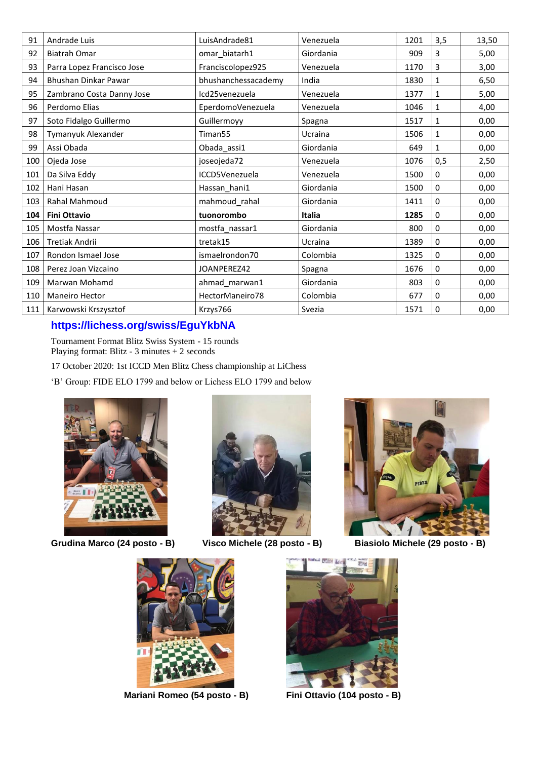| 91 | Andrade Luis | LuisAndrade81 | Venezuela | 1201 | 3,5 | 13,50 |
|---|---|---|---|---|---|---|
| 92 | Biatrah Omar | omar_biatarh1 | Giordania | 909 | 3 | 5,00 |
| 93 | Parra Lopez Francisco Jose | Franciscolopez925 | Venezuela | 1170 | 3 | 3,00 |
| 94 | Bhushan Dinkar Pawar | bhushanchessacademy | India | 1830 | 1 | 6,50 |
| 95 | Zambrano Costa Danny Jose | Icd25venezuela | Venezuela | 1377 | 1 | 5,00 |
| 96 | Perdomo Elias | EperdomoVenezuela | Venezuela | 1046 | 1 | 4,00 |
| 97 | Soto Fidalgo Guillermo | Guillermoyy | Spagna | 1517 | 1 | 0,00 |
| 98 | Tymanyuk Alexander | Timan55 | Ucraina | 1506 | 1 | 0,00 |
| 99 | Assi Obada | Obada_assi1 | Giordania | 649 | 1 | 0,00 |
| 100 | Ojeda Jose | joseojeda72 | Venezuela | 1076 | 0,5 | 2,50 |
| 101 | Da Silva Eddy | ICCD5Venezuela | Venezuela | 1500 | 0 | 0,00 |
| 102 | Hani Hasan | Hassan_hani1 | Giordania | 1500 | 0 | 0,00 |
| 103 | Rahal Mahmoud | mahmoud_rahal | Giordania | 1411 | 0 | 0,00 |
| **104** | **Fini Ottavio** | **tuonorombo** | **Italia** | **1285** | 0 | 0,00 |
| 105 | Mostfa Nassar | mostfa_nassar1 | Giordania | 800 | 0 | 0,00 |
| 106 | Tretiak Andrii | tretak15 | Ucraina | 1389 | 0 | 0,00 |
| 107 | Rondon Ismael Jose | ismaelrondon70 | Colombia | 1325 | 0 | 0,00 |
| 108 | Perez Joan Vizcaino | JOANPEREZ42 | Spagna | 1676 | 0 | 0,00 |
| 109 | Marwan Mohamd | ahmad_marwan1 | Giordania | 803 | 0 | 0,00 |
| 110 | Maneiro Hector | HectorManeiro78 | Colombia | 677 | 0 | 0,00 |
| 111 | Karwowski Krszysztof | Krzys766 | Svezia | 1571 | 0 | 0,00 |

**https://lichess.org/swiss/EguYkbNA**

Tournament Format Blitz Swiss System - 15 rounds
Playing format: Blitz - 3 minutes + 2 seconds

17 October 2020: 1st ICCD Men Blitz Chess championship at LiChess

'B' Group: FIDE ELO 1799 and below or Lichess ELO 1799 and below

**Grudina Marco (24 posto - B)**

**Visco Michele (28 posto - B)**

**Biasiolo Michele (29 posto - B)**

**Mariani Romeo (54 posto - B)**

**Fini Ottavio (104 posto - B)**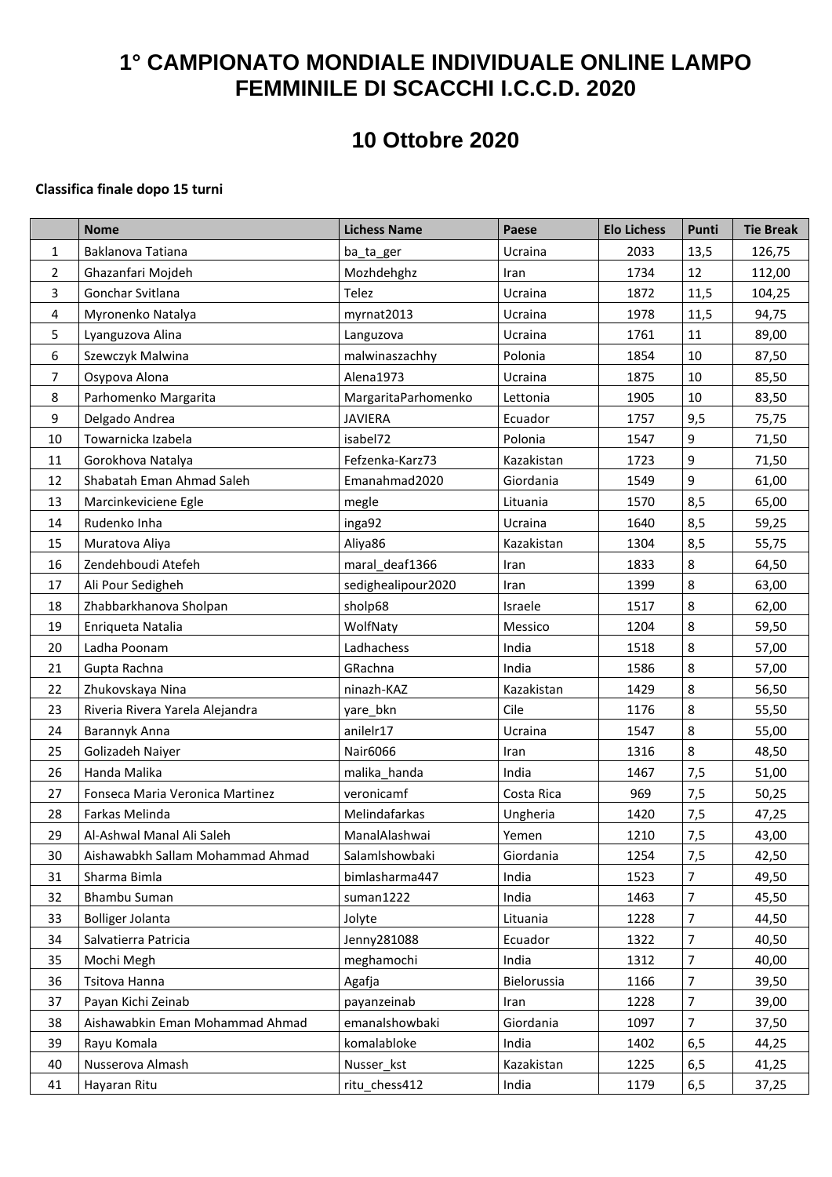# 1° CAMPIONATO MONDIALE INDIVIDUALE ONLINE LAMPO FEMMINILE DI SCACCHI I.C.C.D. 2020

## 10 Ottobre 2020

**Classifica finale dopo 15 turni**

| | Nome | Lichess Name | Paese | Elo Lichess | Punti | Tie Break |
|---|---|---|---|---|---|---|
| 1 | Baklanova Tatiana | ba_ta_ger | Ucraina | 2033 | 13,5 | 126,75 |
| 2 | Ghazanfari Mojdeh | Mozhdehghz | Iran | 1734 | 12 | 112,00 |
| 3 | Gonchar Svitlana | Telez | Ucraina | 1872 | 11,5 | 104,25 |
| 4 | Myronenko Natalya | myrnat2013 | Ucraina | 1978 | 11,5 | 94,75 |
| 5 | Lyanguzova Alina | Languzova | Ucraina | 1761 | 11 | 89,00 |
| 6 | Szewczyk Malwina | malwinaszachhy | Polonia | 1854 | 10 | 87,50 |
| 7 | Osypova Alona | Alena1973 | Ucraina | 1875 | 10 | 85,50 |
| 8 | Parhomenko Margarita | MargaritaParhomenko | Lettonia | 1905 | 10 | 83,50 |
| 9 | Delgado Andrea | JAVIERA | Ecuador | 1757 | 9,5 | 75,75 |
| 10 | Towarnicka Izabela | isabel72 | Polonia | 1547 | 9 | 71,50 |
| 11 | Gorokhova Natalya | Fefzenka-Karz73 | Kazakistan | 1723 | 9 | 71,50 |
| 12 | Shabatah Eman Ahmad Saleh | Emanahmad2020 | Giordania | 1549 | 9 | 61,00 |
| 13 | Marcinkeviciene Egle | megle | Lituania | 1570 | 8,5 | 65,00 |
| 14 | Rudenko Inha | inga92 | Ucraina | 1640 | 8,5 | 59,25 |
| 15 | Muratova Aliya | Aliya86 | Kazakistan | 1304 | 8,5 | 55,75 |
| 16 | Zendehboudi Atefeh | maral_deaf1366 | Iran | 1833 | 8 | 64,50 |
| 17 | Ali Pour Sedigheh | sedighealipour2020 | Iran | 1399 | 8 | 63,00 |
| 18 | Zhabbarkhanova Sholpan | sholp68 | Israele | 1517 | 8 | 62,00 |
| 19 | Enriqueta Natalia | WolfNaty | Messico | 1204 | 8 | 59,50 |
| 20 | Ladha Poonam | Ladhachess | India | 1518 | 8 | 57,00 |
| 21 | Gupta Rachna | GRachna | India | 1586 | 8 | 57,00 |
| 22 | Zhukovskaya Nina | ninazh-KAZ | Kazakistan | 1429 | 8 | 56,50 |
| 23 | Riveria Rivera Yarela Alejandra | yare_bkn | Cile | 1176 | 8 | 55,50 |
| 24 | Barannyk Anna | anilelr17 | Ucraina | 1547 | 8 | 55,00 |
| 25 | Golizadeh Naiyer | Nair6066 | Iran | 1316 | 8 | 48,50 |
| 26 | Handa Malika | malika_handa | India | 1467 | 7,5 | 51,00 |
| 27 | Fonseca Maria Veronica Martinez | veronicamf | Costa Rica | 969 | 7,5 | 50,25 |
| 28 | Farkas Melinda | Melindafarkas | Ungheria | 1420 | 7,5 | 47,25 |
| 29 | Al-Ashwal Manal Ali Saleh | ManalAlashwai | Yemen | 1210 | 7,5 | 43,00 |
| 30 | Aishawabkh Sallam Mohammad Ahmad | Salamlshowbaki | Giordania | 1254 | 7,5 | 42,50 |
| 31 | Sharma Bimla | bimlasharma447 | India | 1523 | 7 | 49,50 |
| 32 | Bhambu Suman | suman1222 | India | 1463 | 7 | 45,50 |
| 33 | Bolliger Jolanta | Jolyte | Lituania | 1228 | 7 | 44,50 |
| 34 | Salvatierra Patricia | Jenny281088 | Ecuador | 1322 | 7 | 40,50 |
| 35 | Mochi Megh | meghamochi | India | 1312 | 7 | 40,00 |
| 36 | Tsitova Hanna | Agafja | Bielorussia | 1166 | 7 | 39,50 |
| 37 | Payan Kichi Zeinab | payanzeinab | Iran | 1228 | 7 | 39,00 |
| 38 | Aishawabkin Eman Mohammad Ahmad | emanalshowbaki | Giordania | 1097 | 7 | 37,50 |
| 39 | Rayu Komala | komalabloke | India | 1402 | 6,5 | 44,25 |
| 40 | Nusserova Almash | Nusser_kst | Kazakistan | 1225 | 6,5 | 41,25 |
| 41 | Hayaran Ritu | ritu_chess412 | India | 1179 | 6,5 | 37,25 |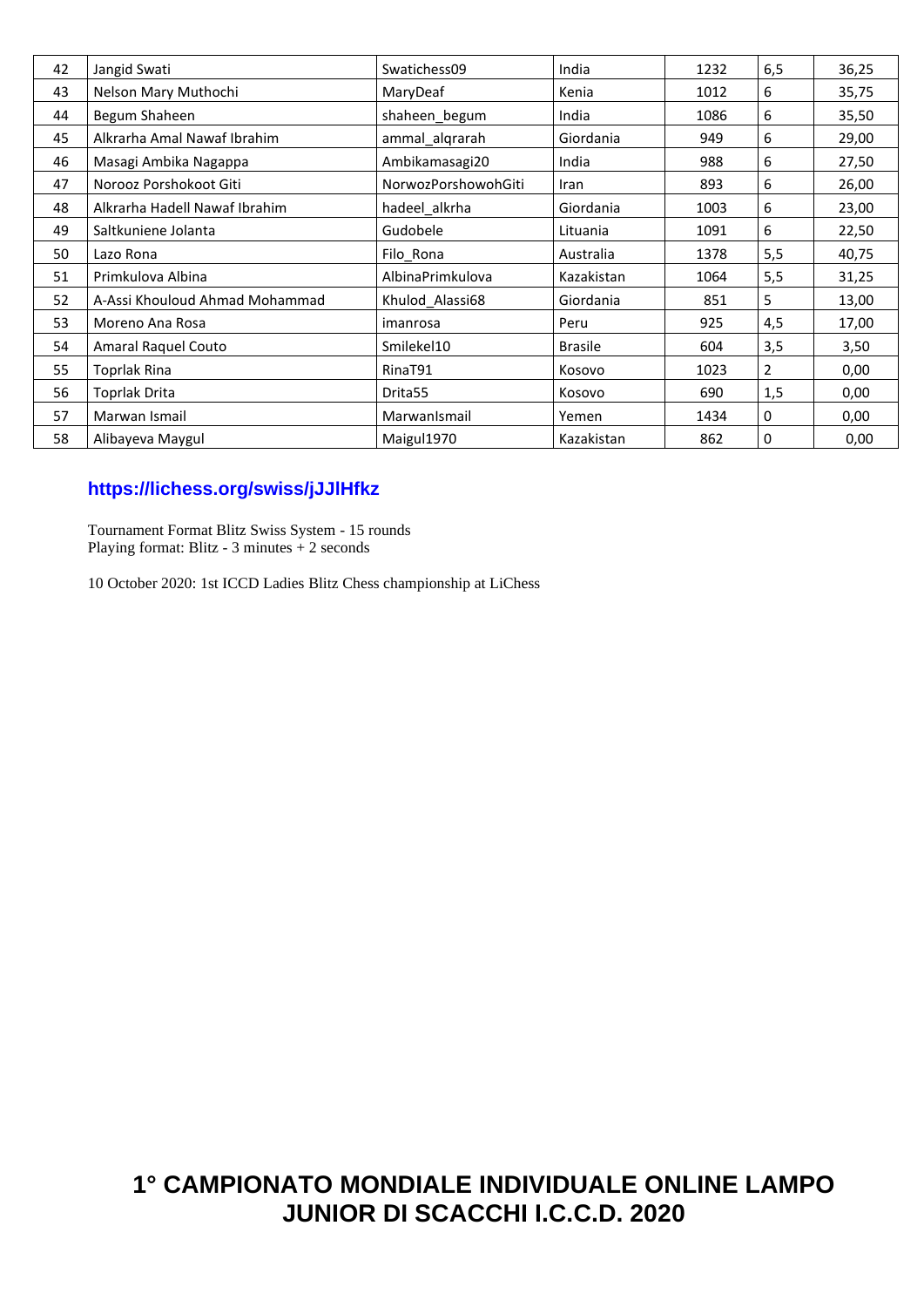| 42 | Jangid Swati | Swatichess09 | India | 1232 | 6,5 | 36,25 |
|---|---|---|---|---|---|---|
| 43 | Nelson Mary Muthochi | MaryDeaf | Kenia | 1012 | 6 | 35,75 |
| 44 | Begum Shaheen | shaheen_begum | India | 1086 | 6 | 35,50 |
| 45 | Alkrarha Amal Nawaf Ibrahim | ammal_alqrarah | Giordania | 949 | 6 | 29,00 |
| 46 | Masagi Ambika Nagappa | Ambikamasagi20 | India | 988 | 6 | 27,50 |
| 47 | Norooz Porshokoot Giti | NorwozPorshowohGiti | Iran | 893 | 6 | 26,00 |
| 48 | Alkrarha Hadell Nawaf Ibrahim | hadeel_alkrha | Giordania | 1003 | 6 | 23,00 |
| 49 | Saltkuniene Jolanta | Gudobele | Lituania | 1091 | 6 | 22,50 |
| 50 | Lazo Rona | Filo_Rona | Australia | 1378 | 5,5 | 40,75 |
| 51 | Primkulova Albina | AlbinaPrimkulova | Kazakistan | 1064 | 5,5 | 31,25 |
| 52 | A-Assi Khouloud Ahmad Mohammad | Khulod_Alassi68 | Giordania | 851 | 5 | 13,00 |
| 53 | Moreno Ana Rosa | imanrosa | Peru | 925 | 4,5 | 17,00 |
| 54 | Amaral Raquel Couto | Smilekel10 | Brasile | 604 | 3,5 | 3,50 |
| 55 | Toprlak Rina | RinaT91 | Kosovo | 1023 | 2 | 0,00 |
| 56 | Toprlak Drita | Drita55 | Kosovo | 690 | 1,5 | 0,00 |
| 57 | Marwan Ismail | MarwanIsmail | Yemen | 1434 | 0 | 0,00 |
| 58 | Alibayeva Maygul | Maigul1970 | Kazakistan | 862 | 0 | 0,00 |

**https://lichess.org/swiss/jJJlHfkz**

Tournament Format Blitz Swiss System - 15 rounds
Playing format: Blitz - 3 minutes + 2 seconds

10 October 2020: 1st ICCD Ladies Blitz Chess championship at LiChess

## 1° CAMPIONATO MONDIALE INDIVIDUALE ONLINE LAMPO JUNIOR DI SCACCHI I.C.C.D. 2020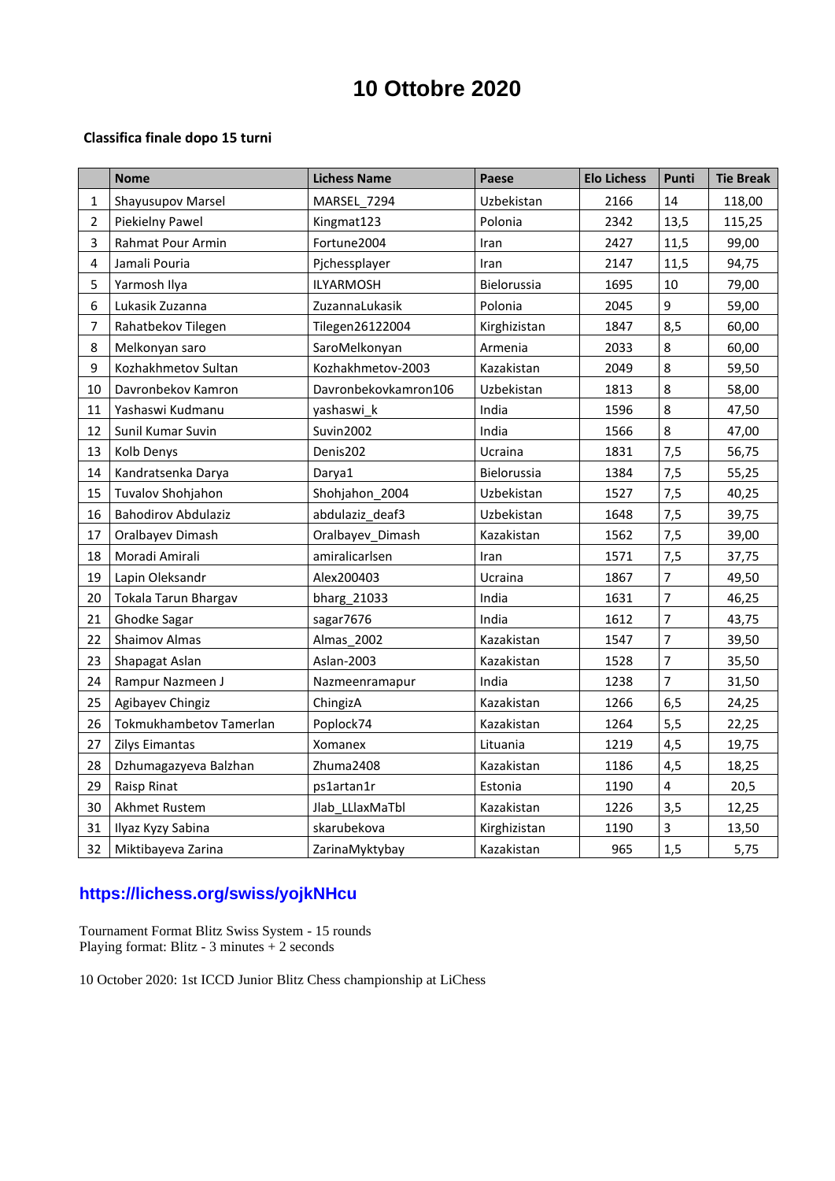# 10 Ottobre 2020

**Classifica finale dopo 15 turni**

| | Nome | Lichess Name | Paese | Elo Lichess | Punti | Tie Break |
|---|---|---|---|---|---|---|
| 1 | Shayusupov Marsel | MARSEL_7294 | Uzbekistan | 2166 | 14 | 118,00 |
| 2 | Piekielny Pawel | Kingmat123 | Polonia | 2342 | 13,5 | 115,25 |
| 3 | Rahmat Pour Armin | Fortune2004 | Iran | 2427 | 11,5 | 99,00 |
| 4 | Jamali Pouria | Pjchessplayer | Iran | 2147 | 11,5 | 94,75 |
| 5 | Yarmosh Ilya | ILYARMOSH | Bielorussia | 1695 | 10 | 79,00 |
| 6 | Lukasik Zuzanna | ZuzannaLukasik | Polonia | 2045 | 9 | 59,00 |
| 7 | Rahatbekov Tilegen | Tilegen26122004 | Kirghizistan | 1847 | 8,5 | 60,00 |
| 8 | Melkonyan saro | SaroMelkonyan | Armenia | 2033 | 8 | 60,00 |
| 9 | Kozhakhmetov Sultan | Kozhakhmetov-2003 | Kazakistan | 2049 | 8 | 59,50 |
| 10 | Davronbekov Kamron | Davronbekovkamron106 | Uzbekistan | 1813 | 8 | 58,00 |
| 11 | Yashaswi Kudmanu | yashaswi_k | India | 1596 | 8 | 47,50 |
| 12 | Sunil Kumar Suvin | Suvin2002 | India | 1566 | 8 | 47,00 |
| 13 | Kolb Denys | Denis202 | Ucraina | 1831 | 7,5 | 56,75 |
| 14 | Kandratsenka Darya | Darya1 | Bielorussia | 1384 | 7,5 | 55,25 |
| 15 | Tuvalov Shohjahon | Shohjahon_2004 | Uzbekistan | 1527 | 7,5 | 40,25 |
| 16 | Bahodirov Abdulaziz | abdulaziz_deaf3 | Uzbekistan | 1648 | 7,5 | 39,75 |
| 17 | Oralbayev Dimash | Oralbayev_Dimash | Kazakistan | 1562 | 7,5 | 39,00 |
| 18 | Moradi Amirali | amiralicarlsen | Iran | 1571 | 7,5 | 37,75 |
| 19 | Lapin Oleksandr | Alex200403 | Ucraina | 1867 | 7 | 49,50 |
| 20 | Tokala Tarun Bhargav | bharg_21033 | India | 1631 | 7 | 46,25 |
| 21 | Ghodke Sagar | sagar7676 | India | 1612 | 7 | 43,75 |
| 22 | Shaimov Almas | Almas_2002 | Kazakistan | 1547 | 7 | 39,50 |
| 23 | Shapagat Aslan | Aslan-2003 | Kazakistan | 1528 | 7 | 35,50 |
| 24 | Rampur Nazmeen J | Nazmeenramapur | India | 1238 | 7 | 31,50 |
| 25 | Agibayev Chingiz | ChingizA | Kazakistan | 1266 | 6,5 | 24,25 |
| 26 | Tokmukhambetov Tamerlan | Poplock74 | Kazakistan | 1264 | 5,5 | 22,25 |
| 27 | Zilys Eimantas | Xomanex | Lituania | 1219 | 4,5 | 19,75 |
| 28 | Dzhumagazyeva Balzhan | Zhuma2408 | Kazakistan | 1186 | 4,5 | 18,25 |
| 29 | Raisp Rinat | ps1artan1r | Estonia | 1190 | 4 | 20,5 |
| 30 | Akhmet Rustem | Jlab_LLlaxMaTbl | Kazakistan | 1226 | 3,5 | 12,25 |
| 31 | Ilyaz Kyzy Sabina | skarubekova | Kirghizistan | 1190 | 3 | 13,50 |
| 32 | Miktibayeva Zarina | ZarinaMyktybay | Kazakistan | 965 | 1,5 | 5,75 |

## https://lichess.org/swiss/yojkNHcu

Tournament Format Blitz Swiss System - 15 rounds
Playing format: Blitz - 3 minutes + 2 seconds

10 October 2020: 1st ICCD Junior Blitz Chess championship at LiChess